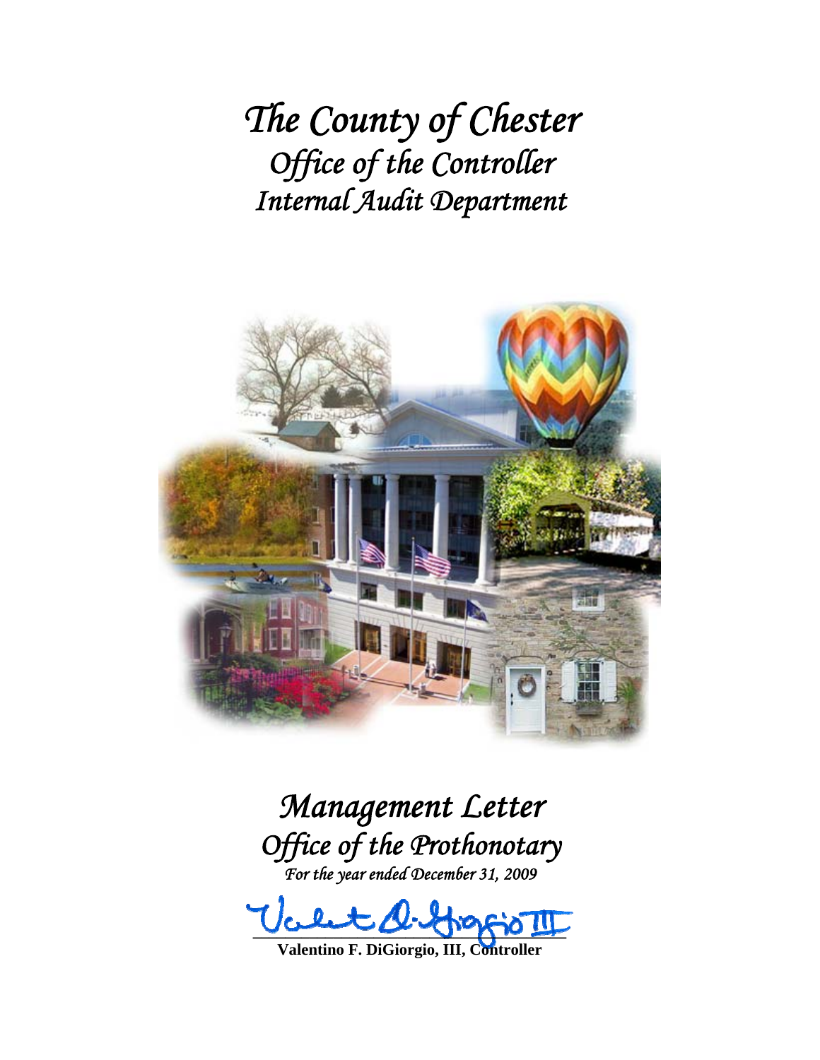# *The County of Chester*
## *Office of the Controller*
## *Internal Audit Department*

# *Management Letter*
## *Office of the Prothonotary*
*For the year ended December 31, 2009*

**Valentino F. DiGiorgio, III, Controller**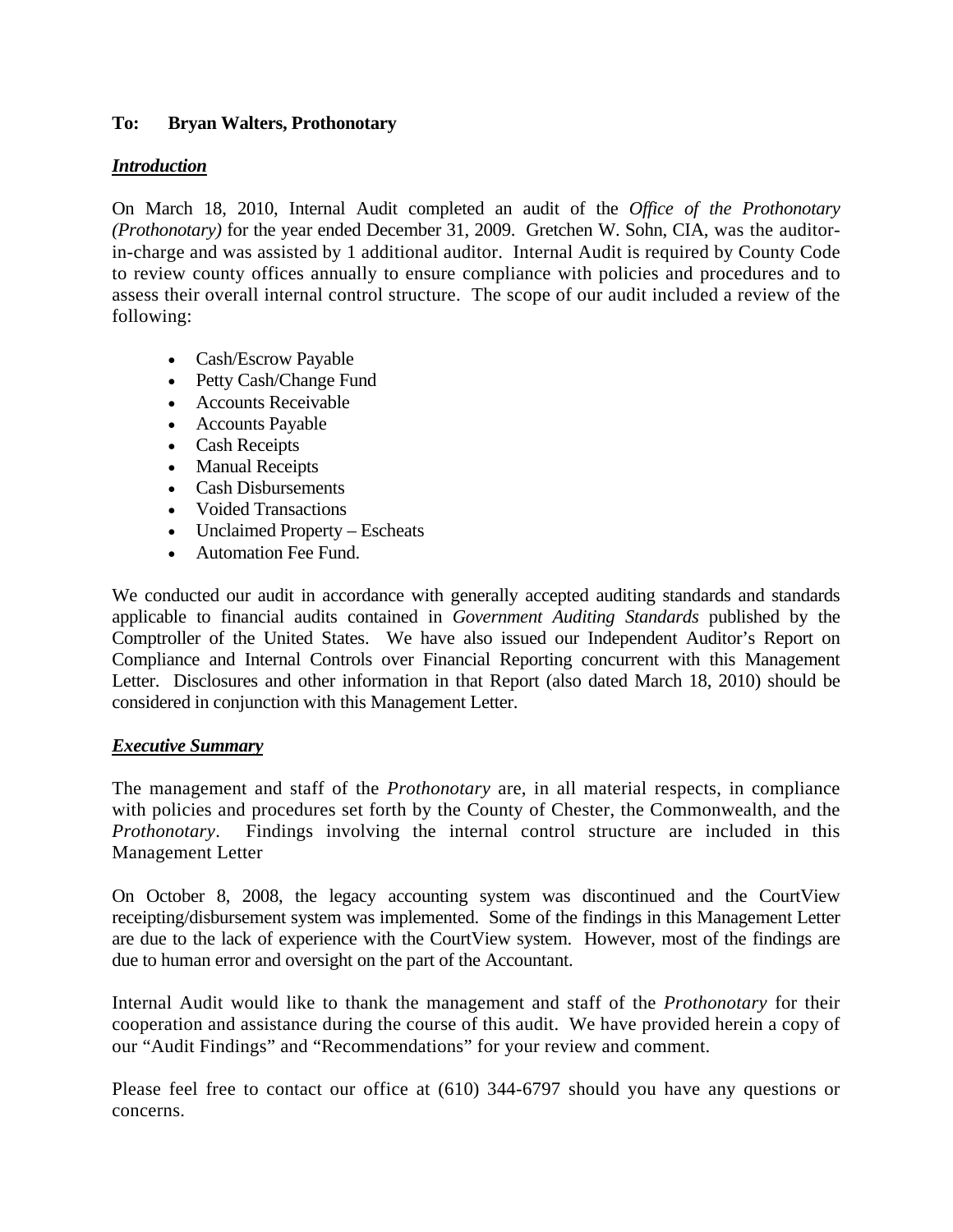**To: Bryan Walters, Prothonotary**

***Introduction***

On March 18, 2010, Internal Audit completed an audit of the *Office of the Prothonotary (Prothonotary)* for the year ended December 31, 2009. Gretchen W. Sohn, CIA, was the auditor-in-charge and was assisted by 1 additional auditor. Internal Audit is required by County Code to review county offices annually to ensure compliance with policies and procedures and to assess their overall internal control structure. The scope of our audit included a review of the following:

- Cash/Escrow Payable
- Petty Cash/Change Fund
- Accounts Receivable
- Accounts Payable
- Cash Receipts
- Manual Receipts
- Cash Disbursements
- Voided Transactions
- Unclaimed Property – Escheats
- Automation Fee Fund.

We conducted our audit in accordance with generally accepted auditing standards and standards applicable to financial audits contained in *Government Auditing Standards* published by the Comptroller of the United States. We have also issued our Independent Auditor's Report on Compliance and Internal Controls over Financial Reporting concurrent with this Management Letter. Disclosures and other information in that Report (also dated March 18, 2010) should be considered in conjunction with this Management Letter.

***Executive Summary***

The management and staff of the *Prothonotary* are, in all material respects, in compliance with policies and procedures set forth by the County of Chester, the Commonwealth, and the *Prothonotary*. Findings involving the internal control structure are included in this Management Letter

On October 8, 2008, the legacy accounting system was discontinued and the CourtView receipting/disbursement system was implemented. Some of the findings in this Management Letter are due to the lack of experience with the CourtView system. However, most of the findings are due to human error and oversight on the part of the Accountant.

Internal Audit would like to thank the management and staff of the *Prothonotary* for their cooperation and assistance during the course of this audit. We have provided herein a copy of our "Audit Findings" and "Recommendations" for your review and comment.

Please feel free to contact our office at (610) 344-6797 should you have any questions or concerns.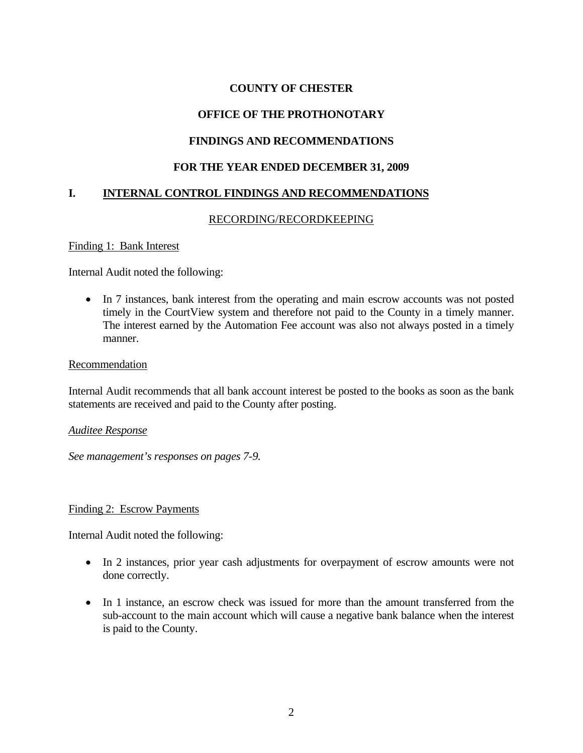# COUNTY OF CHESTER

## OFFICE OF THE PROTHONOTARY

## FINDINGS AND RECOMMENDATIONS

## FOR THE YEAR ENDED DECEMBER 31, 2009

## I. INTERNAL CONTROL FINDINGS AND RECOMMENDATIONS

### RECORDING/RECORDKEEPING

Finding 1: Bank Interest

Internal Audit noted the following:

- In 7 instances, bank interest from the operating and main escrow accounts was not posted timely in the CourtView system and therefore not paid to the County in a timely manner. The interest earned by the Automation Fee account was also not always posted in a timely manner.

Recommendation

Internal Audit recommends that all bank account interest be posted to the books as soon as the bank statements are received and paid to the County after posting.

*Auditee Response*

*See management's responses on pages 7-9.*

Finding 2: Escrow Payments

Internal Audit noted the following:

- In 2 instances, prior year cash adjustments for overpayment of escrow amounts were not done correctly.
- In 1 instance, an escrow check was issued for more than the amount transferred from the sub-account to the main account which will cause a negative bank balance when the interest is paid to the County.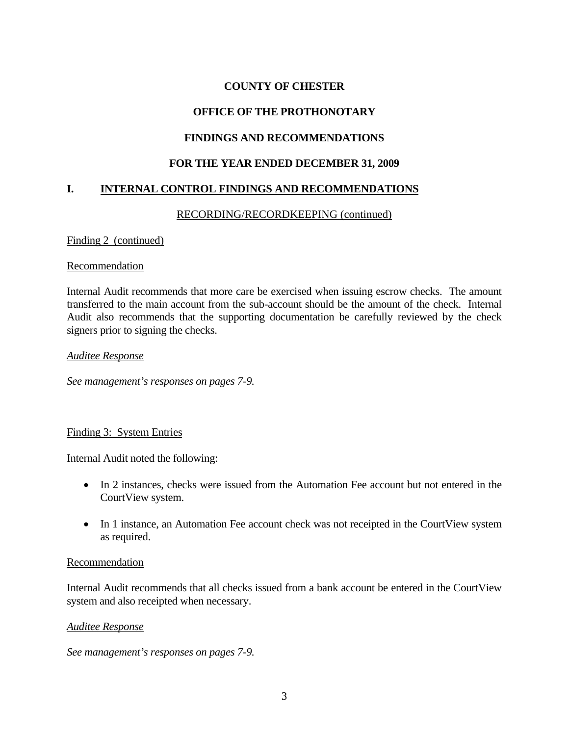**COUNTY OF CHESTER**

**OFFICE OF THE PROTHONOTARY**

**FINDINGS AND RECOMMENDATIONS**

**FOR THE YEAR ENDED DECEMBER 31, 2009**

## I. INTERNAL CONTROL FINDINGS AND RECOMMENDATIONS

RECORDING/RECORDKEEPING (continued)

Finding 2 (continued)

Recommendation

Internal Audit recommends that more care be exercised when issuing escrow checks. The amount transferred to the main account from the sub-account should be the amount of the check. Internal Audit also recommends that the supporting documentation be carefully reviewed by the check signers prior to signing the checks.

*Auditee Response*

*See management's responses on pages 7-9.*

Finding 3: System Entries

Internal Audit noted the following:

- In 2 instances, checks were issued from the Automation Fee account but not entered in the CourtView system.
- In 1 instance, an Automation Fee account check was not receipted in the CourtView system as required.

Recommendation

Internal Audit recommends that all checks issued from a bank account be entered in the CourtView system and also receipted when necessary.

*Auditee Response*

*See management's responses on pages 7-9.*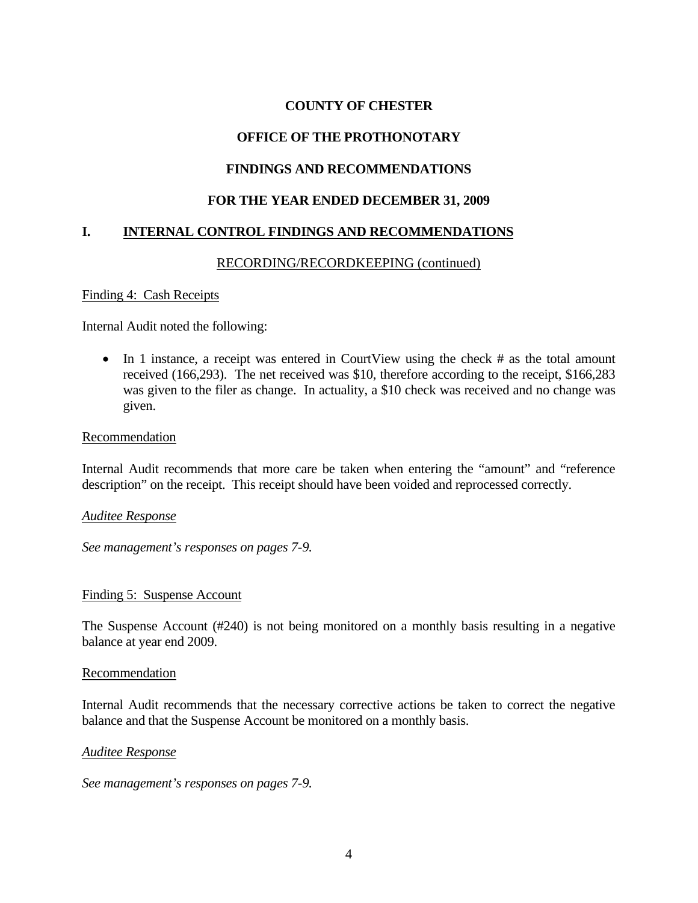# COUNTY OF CHESTER

## OFFICE OF THE PROTHONOTARY

## FINDINGS AND RECOMMENDATIONS

## FOR THE YEAR ENDED DECEMBER 31, 2009

## I. INTERNAL CONTROL FINDINGS AND RECOMMENDATIONS

RECORDING/RECORDKEEPING (continued)

Finding 4: Cash Receipts

Internal Audit noted the following:

- In 1 instance, a receipt was entered in CourtView using the check # as the total amount received (166,293). The net received was $10, therefore according to the receipt, $166,283 was given to the filer as change. In actuality, a $10 check was received and no change was given.

Recommendation

Internal Audit recommends that more care be taken when entering the "amount" and "reference description" on the receipt. This receipt should have been voided and reprocessed correctly.

*Auditee Response*

*See management's responses on pages 7-9.*

Finding 5: Suspense Account

The Suspense Account (#240) is not being monitored on a monthly basis resulting in a negative balance at year end 2009.

Recommendation

Internal Audit recommends that the necessary corrective actions be taken to correct the negative balance and that the Suspense Account be monitored on a monthly basis.

*Auditee Response*

*See management's responses on pages 7-9.*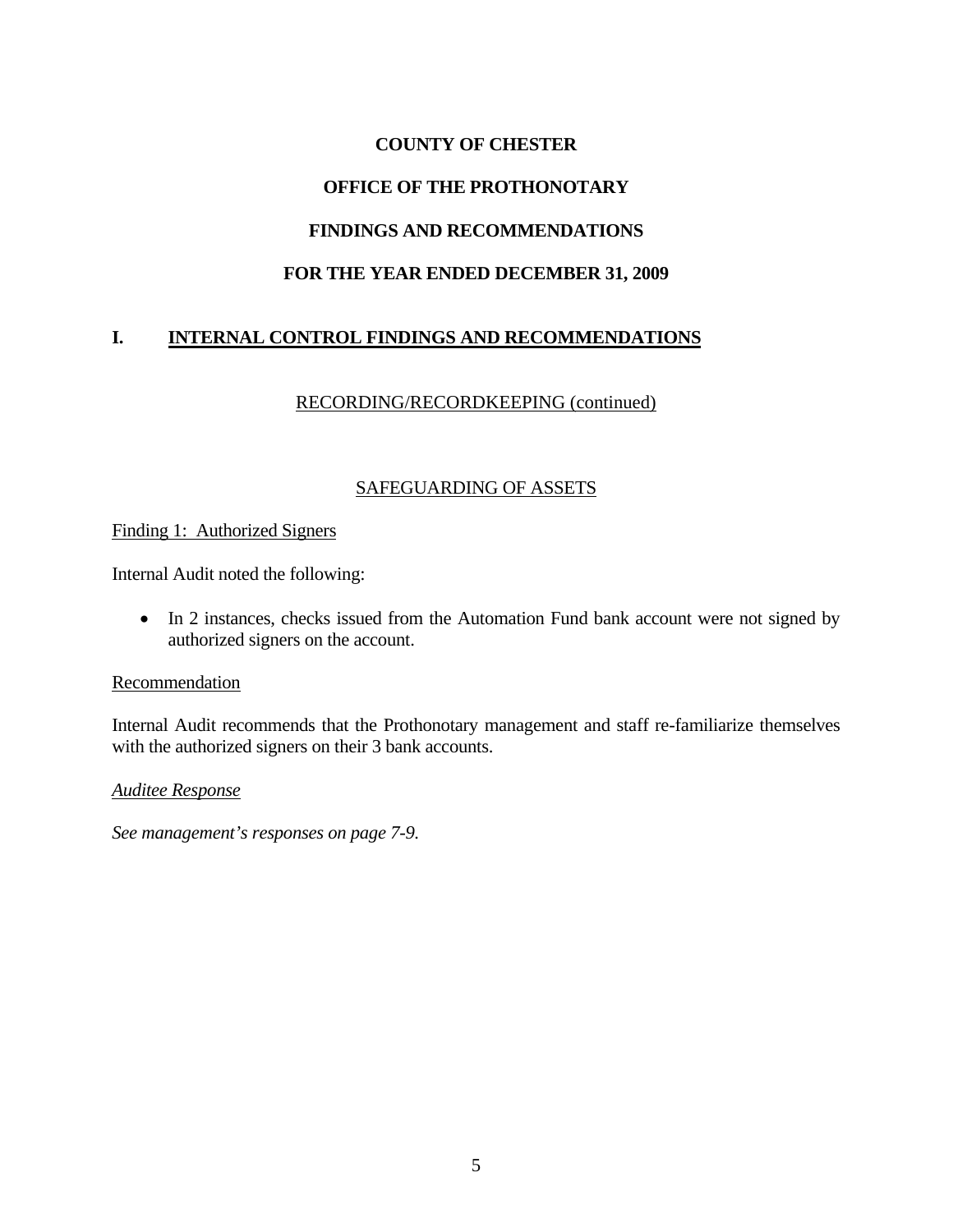**COUNTY OF CHESTER**

**OFFICE OF THE PROTHONOTARY**

**FINDINGS AND RECOMMENDATIONS**

**FOR THE YEAR ENDED DECEMBER 31, 2009**

## I. INTERNAL CONTROL FINDINGS AND RECOMMENDATIONS

RECORDING/RECORDKEEPING (continued)

### SAFEGUARDING OF ASSETS

Finding 1: Authorized Signers

Internal Audit noted the following:

- In 2 instances, checks issued from the Automation Fund bank account were not signed by authorized signers on the account.

Recommendation

Internal Audit recommends that the Prothonotary management and staff re-familiarize themselves with the authorized signers on their 3 bank accounts.

*Auditee Response*

*See management's responses on page 7-9.*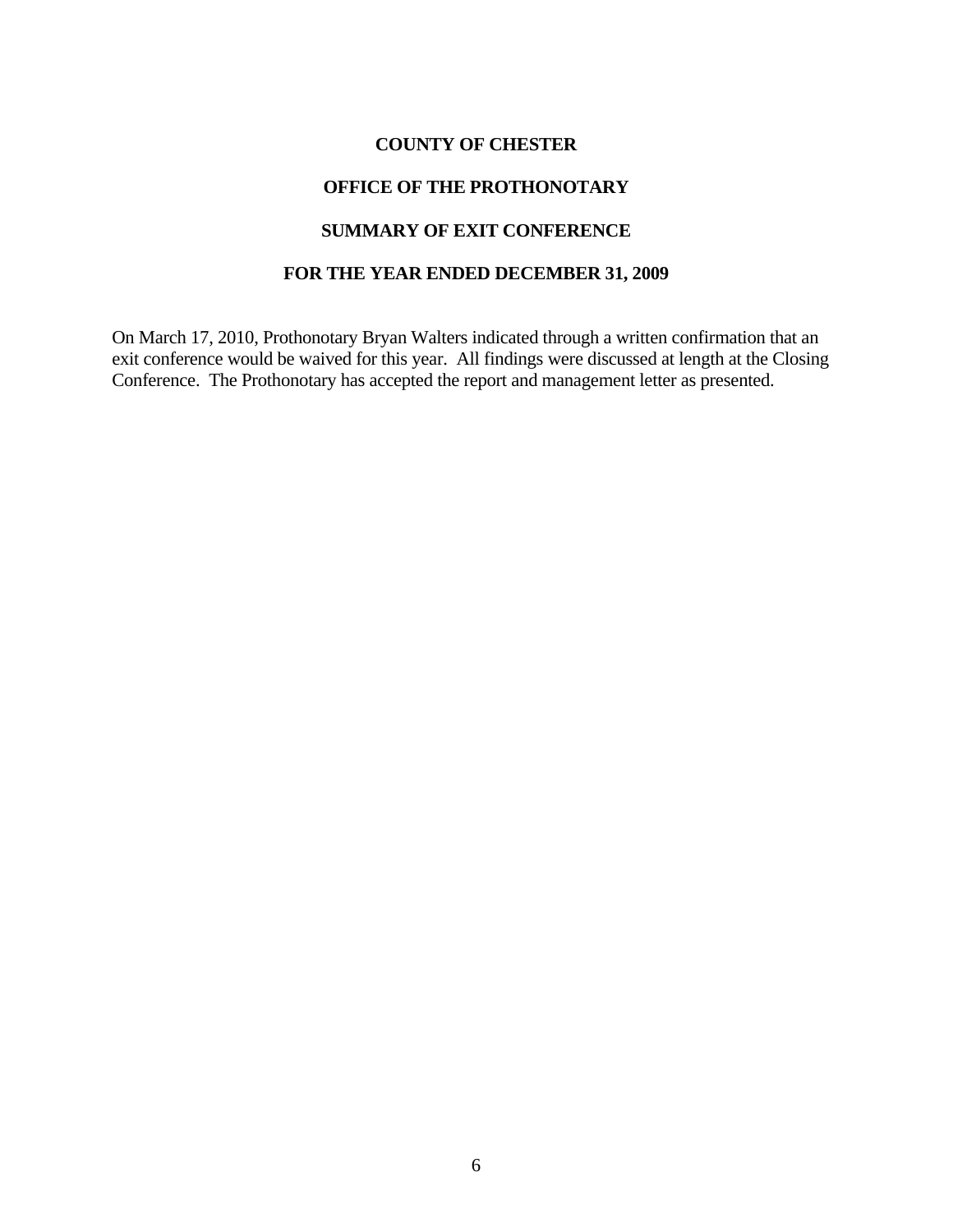# COUNTY OF CHESTER

## OFFICE OF THE PROTHONOTARY

## SUMMARY OF EXIT CONFERENCE

## FOR THE YEAR ENDED DECEMBER 31, 2009

On March 17, 2010, Prothonotary Bryan Walters indicated through a written confirmation that an exit conference would be waived for this year. All findings were discussed at length at the Closing Conference. The Prothonotary has accepted the report and management letter as presented.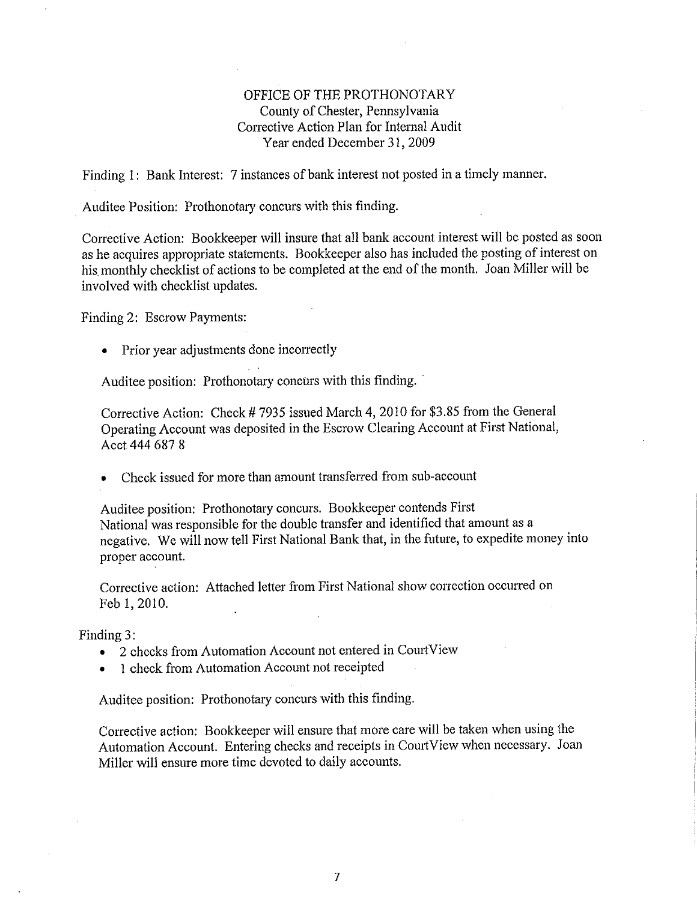# OFFICE OF THE PROTHONOTARY

County of Chester, Pennsylvania
Corrective Action Plan for Internal Audit
Year ended December 31, 2009

Finding 1: Bank Interest: 7 instances of bank interest not posted in a timely manner.

Auditee Position: Prothonotary concurs with this finding.

Corrective Action: Bookkeeper will insure that all bank account interest will be posted as soon as he acquires appropriate statements. Bookkeeper also has included the posting of interest on his monthly checklist of actions to be completed at the end of the month. Joan Miller will be involved with checklist updates.

Finding 2: Escrow Payments:

- Prior year adjustments done incorrectly

Auditee position: Prothonotary concurs with this finding.

Corrective Action: Check # 7935 issued March 4, 2010 for $3.85 from the General Operating Account was deposited in the Escrow Clearing Account at First National, Acct 444 687 8

- Check issued for more than amount transferred from sub-account

Auditee position: Prothonotary concurs. Bookkeeper contends First National was responsible for the double transfer and identified that amount as a negative. We will now tell First National Bank that, in the future, to expedite money into proper account.

Corrective action: Attached letter from First National show correction occurred on Feb 1, 2010.

Finding 3:

- 2 checks from Automation Account not entered in CourtView
- 1 check from Automation Account not receipted

Auditee position: Prothonotary concurs with this finding.

Corrective action: Bookkeeper will ensure that more care will be taken when using the Automation Account. Entering checks and receipts in CourtView when necessary. Joan Miller will ensure more time devoted to daily accounts.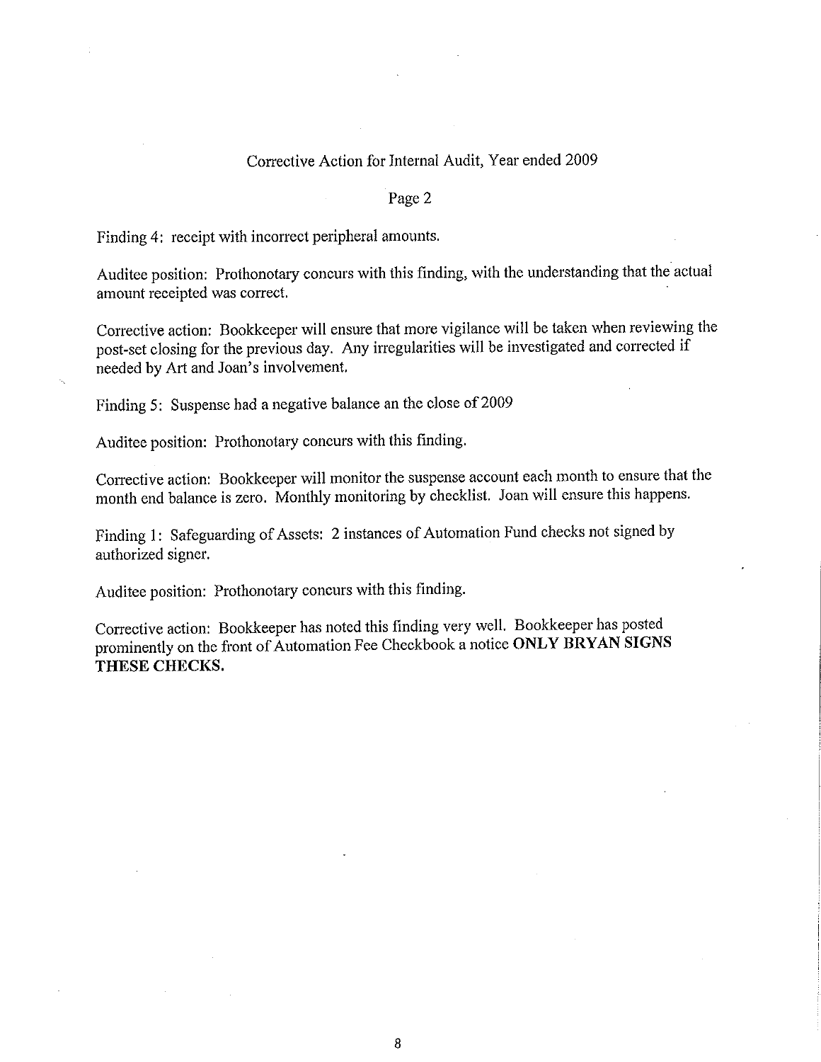Corrective Action for Internal Audit, Year ended 2009

Page 2

Finding 4: receipt with incorrect peripheral amounts.

Auditee position: Prothonotary concurs with this finding, with the understanding that the actual amount receipted was correct.

Corrective action: Bookkeeper will ensure that more vigilance will be taken when reviewing the post-set closing for the previous day. Any irregularities will be investigated and corrected if needed by Art and Joan's involvement.

Finding 5: Suspense had a negative balance an the close of 2009

Auditee position: Prothonotary concurs with this finding.

Corrective action: Bookkeeper will monitor the suspense account each month to ensure that the month end balance is zero. Monthly monitoring by checklist. Joan will ensure this happens.

Finding 1: Safeguarding of Assets: 2 instances of Automation Fund checks not signed by authorized signer.

Auditee position: Prothonotary concurs with this finding.

Corrective action: Bookkeeper has noted this finding very well. Bookkeeper has posted prominently on the front of Automation Fee Checkbook a notice **ONLY BRYAN SIGNS THESE CHECKS.**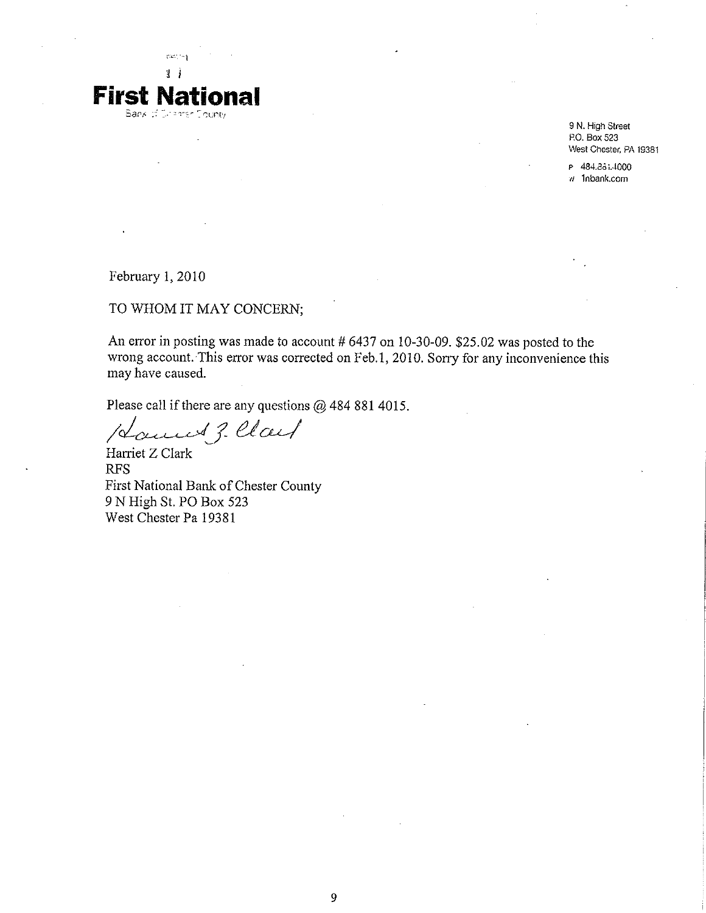**First National**

Bank of Chester County

9 N. High Street
P.O. Box 523
West Chester, PA 19381

P 484.881.4000
W 1nbank.com

February 1, 2010

TO WHOM IT MAY CONCERN;

An error in posting was made to account # 6437 on 10-30-09. $25.02 was posted to the wrong account. This error was corrected on Feb.1, 2010. Sorry for any inconvenience this may have caused.

Please call if there are any questions @ 484 881 4015.

Harriet Z Clark
RFS
First National Bank of Chester County
9 N High St. PO Box 523
West Chester Pa 19381